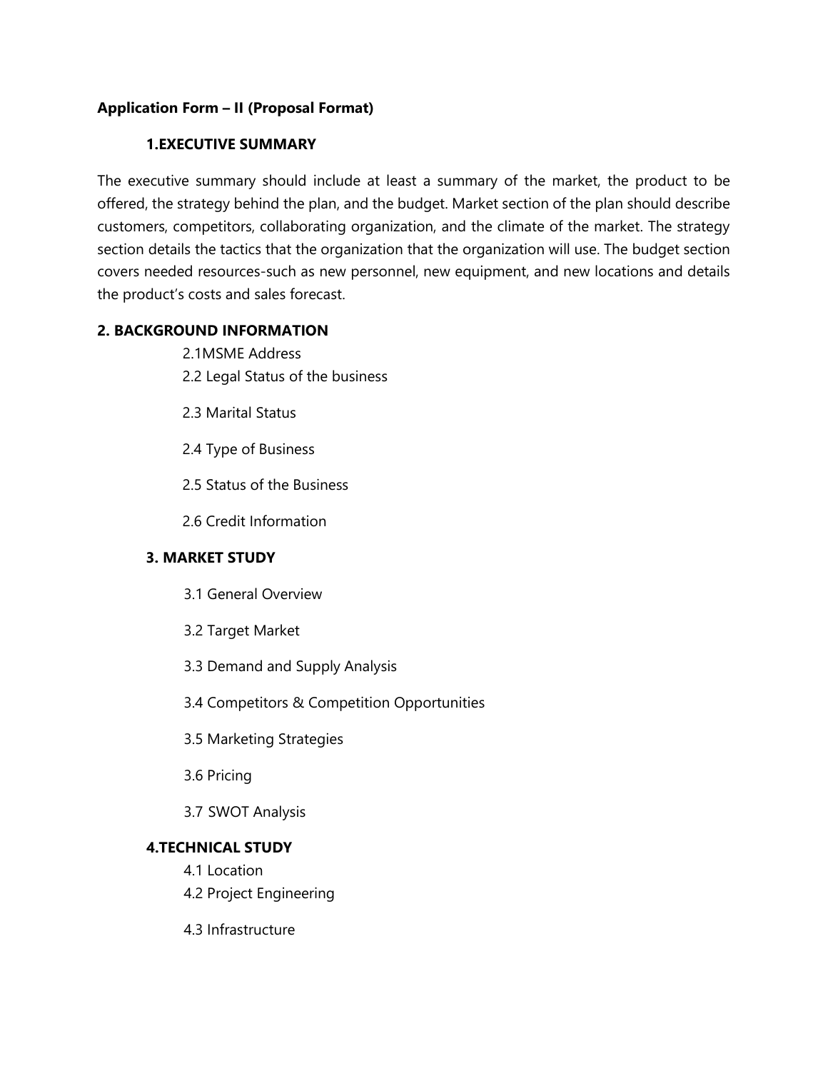**Application Form – II (Proposal Format)**

## 1.EXECUTIVE SUMMARY

The executive summary should include at least a summary of the market, the product to be offered, the strategy behind the plan, and the budget. Market section of the plan should describe customers, competitors, collaborating organization, and the climate of the market. The strategy section details the tactics that the organization that the organization will use. The budget section covers needed resources-such as new personnel, new equipment, and new locations and details the product's costs and sales forecast.

## 2. BACKGROUND INFORMATION

2.1MSME Address

2.2 Legal Status of the business

2.3 Marital Status

2.4 Type of Business

2.5 Status of the Business

2.6 Credit Information

## 3. MARKET STUDY

3.1 General Overview

3.2 Target Market

3.3 Demand and Supply Analysis

3.4 Competitors & Competition Opportunities

3.5 Marketing Strategies

3.6 Pricing

3.7 SWOT Analysis

## 4.TECHNICAL STUDY

4.1 Location

4.2 Project Engineering

4.3 Infrastructure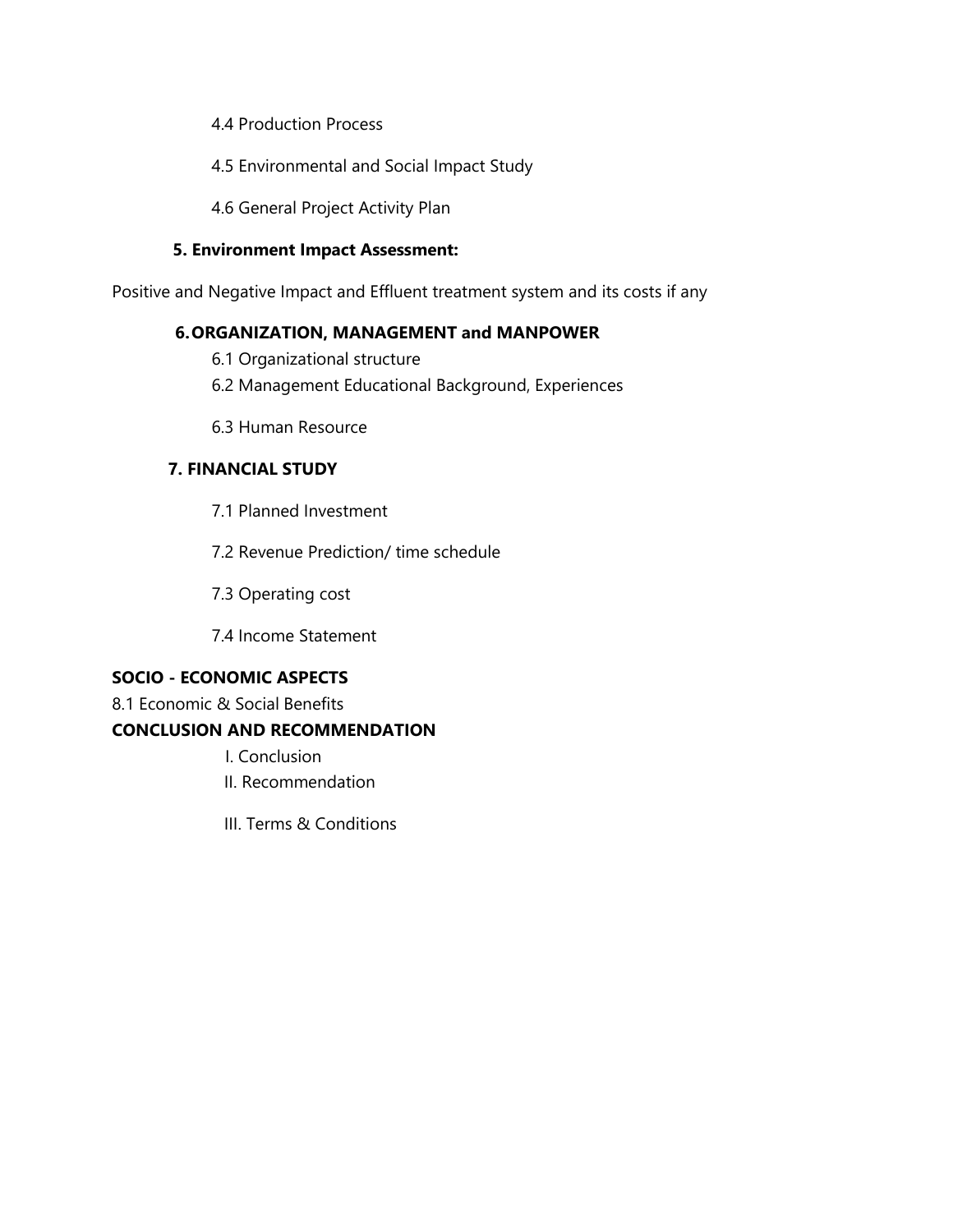4.4 Production Process

4.5 Environmental and Social Impact Study

4.6 General Project Activity Plan

**5. Environment Impact Assessment:**

Positive and Negative Impact and Effluent treatment system and its costs if any

**6. ORGANIZATION, MANAGEMENT and MANPOWER**

6.1 Organizational structure

6.2 Management Educational Background, Experiences

6.3 Human Resource

**7. FINANCIAL STUDY**

7.1 Planned Investment

7.2 Revenue Prediction/ time schedule

7.3 Operating cost

7.4 Income Statement

**SOCIO - ECONOMIC ASPECTS**

8.1 Economic & Social Benefits

**CONCLUSION AND RECOMMENDATION**

I. Conclusion

II. Recommendation

III. Terms & Conditions